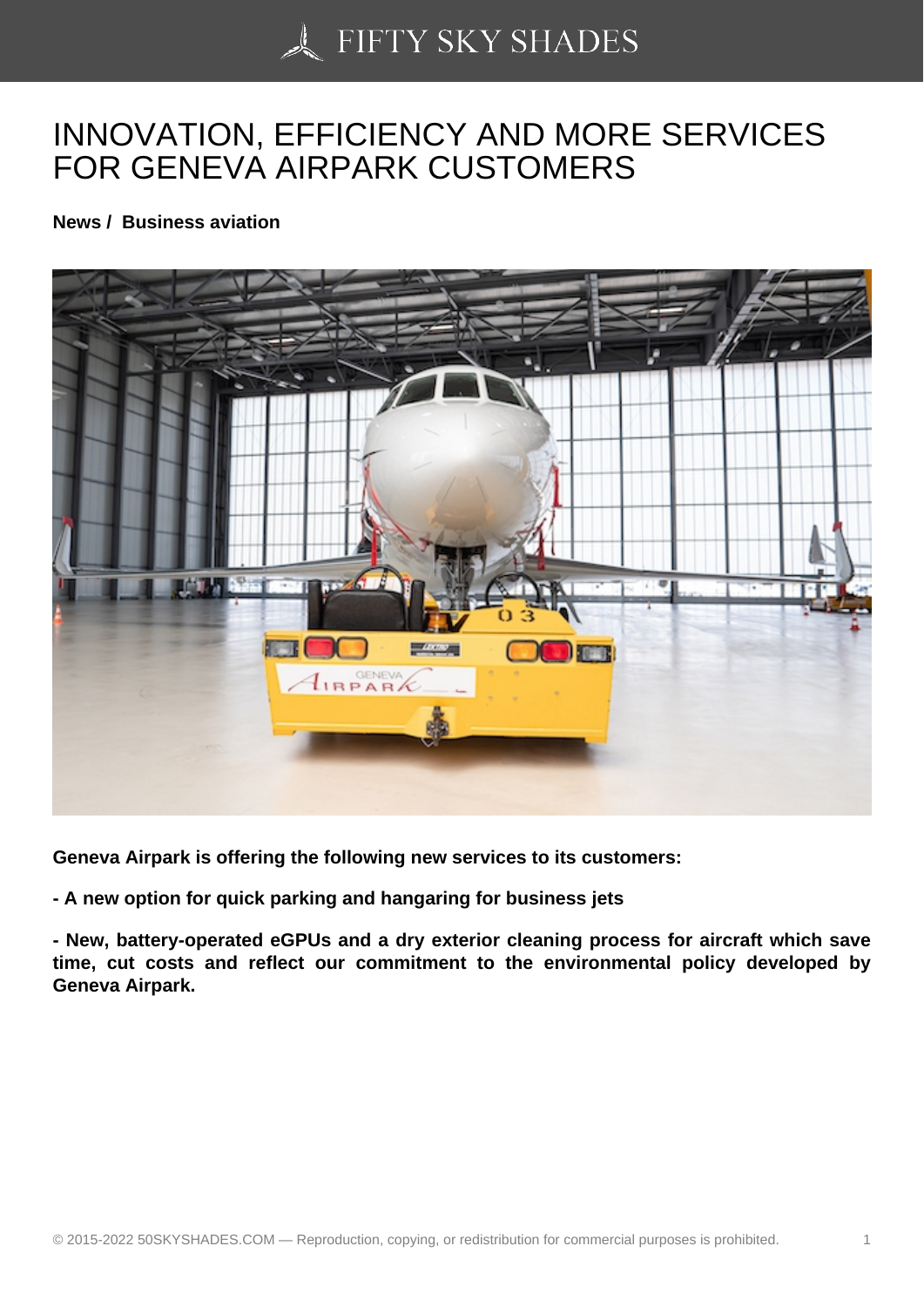# INNOVATION, EFFICIENCY AND MORE SERVICES FOR GENEVA AIRPARK CUSTOMERS

**News / Business aviation**

**Geneva Airpark is offering the following new services to its customers:**

**- A new option for quick parking and hangaring for business jets**

**- New, battery-operated eGPUs and a dry exterior cleaning process for aircraft which save time, cut costs and reflect our commitment to the environmental policy developed by Geneva Airpark.**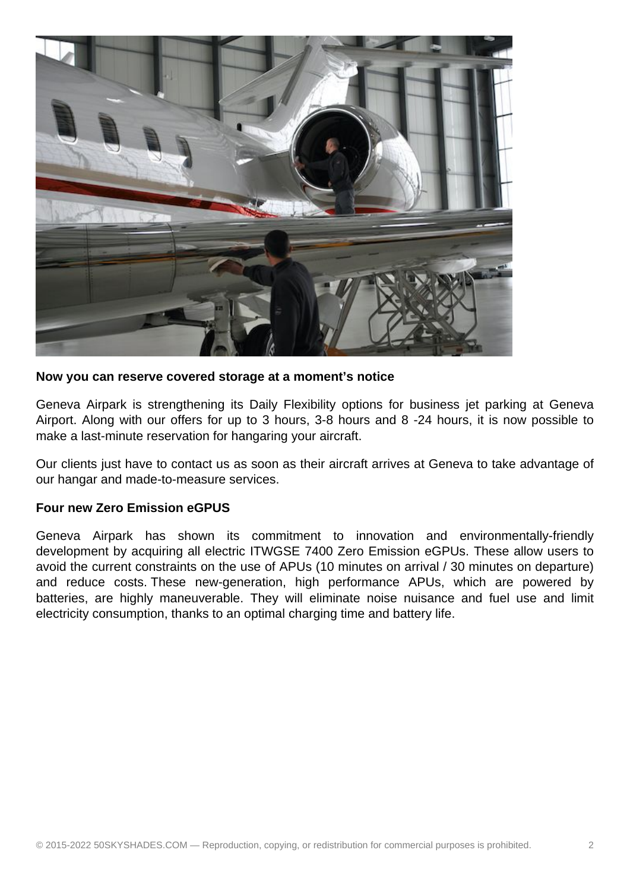**Now you can reserve covered storage at a moment’s notice**

Geneva Airpark is strengthening its Daily Flexibility options for business jet parking at Geneva Airport. Along with our offers for up to 3 hours, 3-8 hours and 8 -24 hours, it is now possible to make a last-minute reservation for hangaring your aircraft.

Our clients just have to contact us as soon as their aircraft arrives at Geneva to take advantage of our hangar and made-to-measure services.

**Four new Zero Emission eGPUS**

Geneva Airpark has shown its commitment to innovation and environmentally-friendly development by acquiring all electric ITWGSE 7400 Zero Emission eGPUs. These allow users to avoid the current constraints on the use of APUs (10 minutes on arrival / 30 minutes on departure) and reduce costs. These new-generation, high performance APUs, which are powered by batteries, are highly maneuverable. They will eliminate noise nuisance and fuel use and limit electricity consumption, thanks to an optimal charging time and battery life.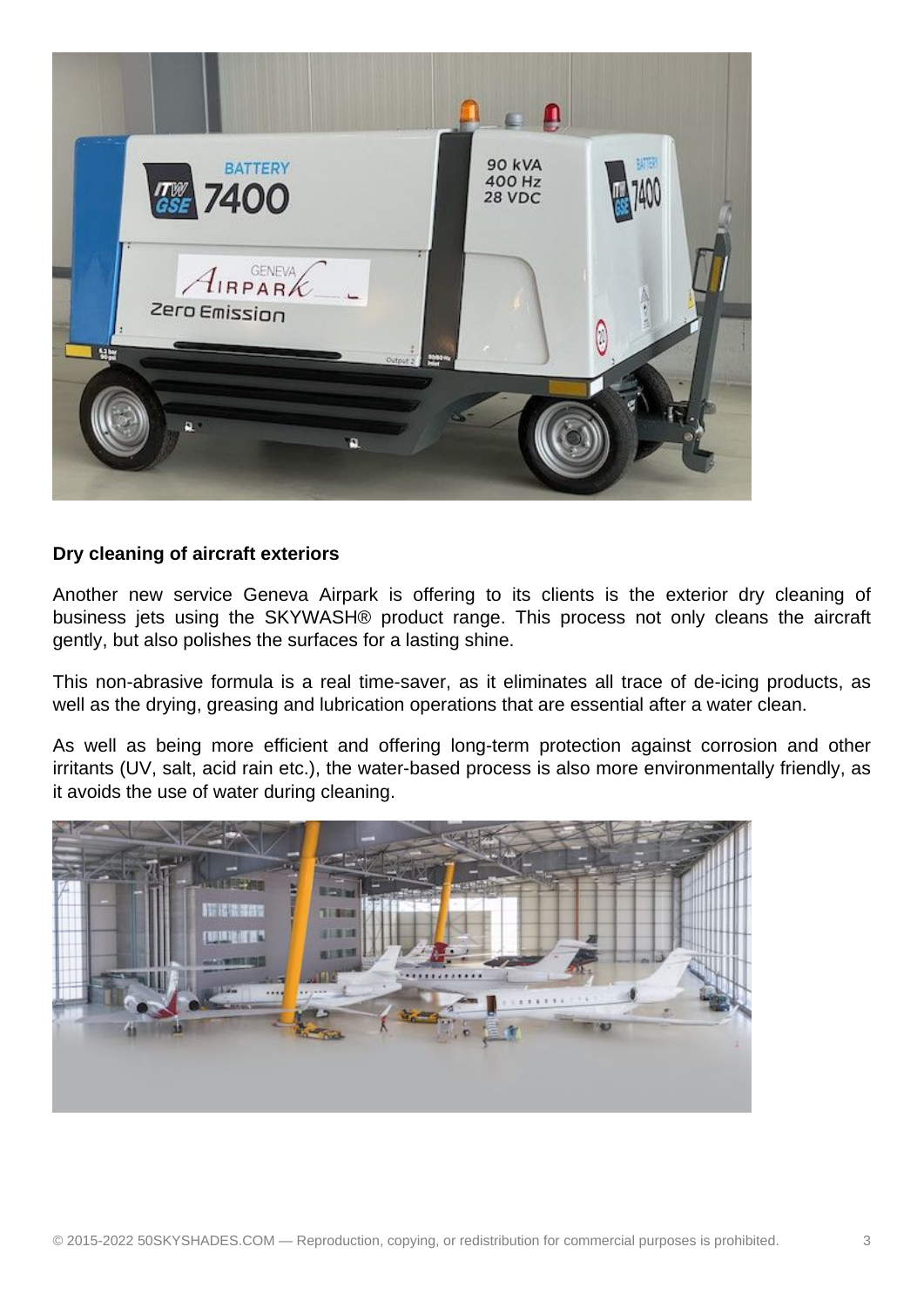**Dry cleaning of aircraft exteriors**

Another new service Geneva Airpark is offering to its clients is the exterior dry cleaning of business jets using the SKYWASH® product range. This process not only cleans the aircraft gently, but also polishes the surfaces for a lasting shine.

This non-abrasive formula is a real time-saver, as it eliminates all trace of de-icing products, as well as the drying, greasing and lubrication operations that are essential after a water clean.

As well as being more efficient and offering long-term protection against corrosion and other irritants (UV, salt, acid rain etc.), the water-based process is also more environmentally friendly, as it avoids the use of water during cleaning.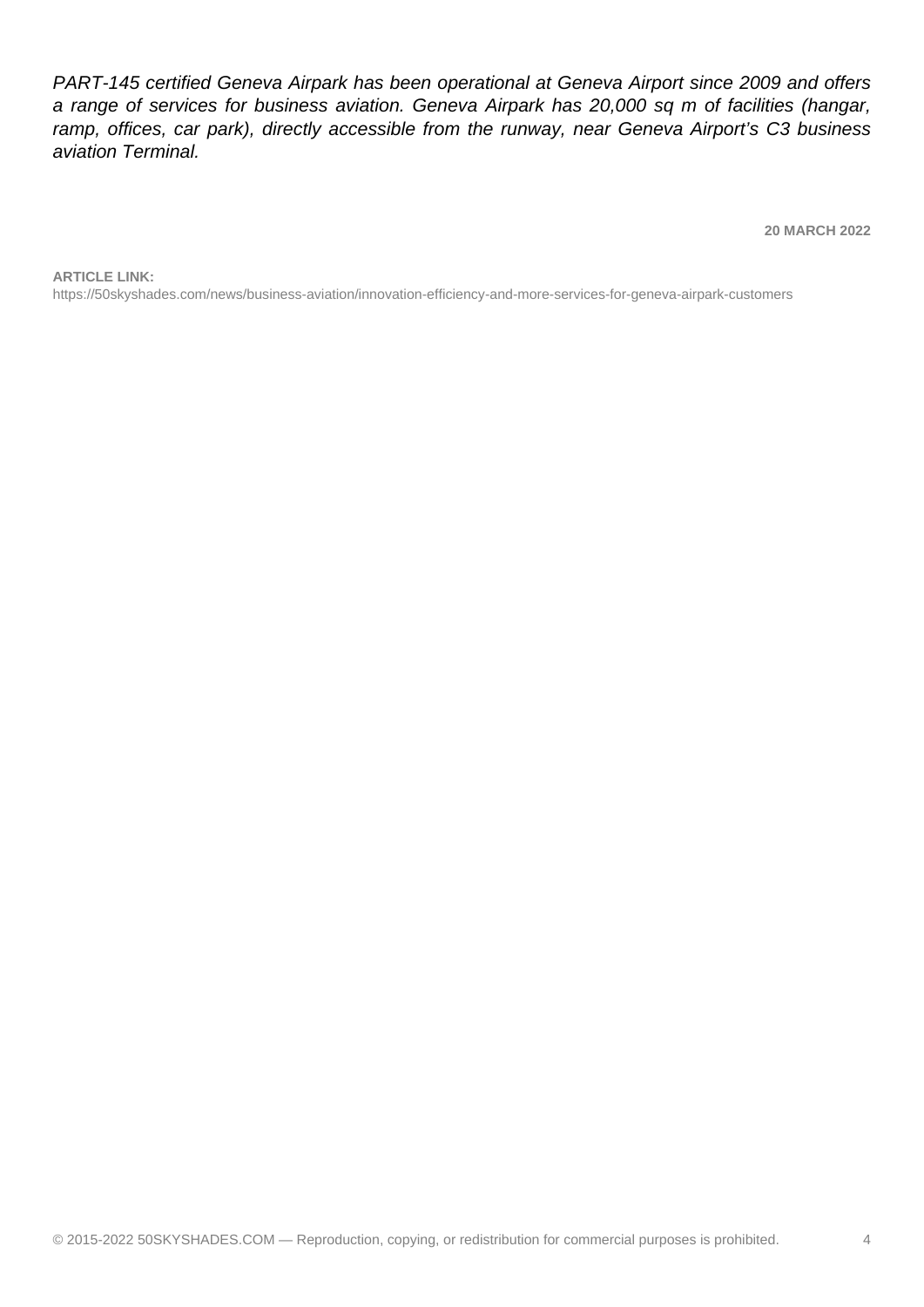*PART-145 certified Geneva Airpark has been operational at Geneva Airport since 2009 and offers a range of services for business aviation. Geneva Airpark has 20,000 sq m of facilities (hangar, ramp, offices, car park), directly accessible from the runway, near Geneva Airport's C3 business aviation Terminal.*

**20 MARCH 2022**

**ARTICLE LINK:**
https://50skyshades.com/news/business-aviation/innovation-efficiency-and-more-services-for-geneva-airpark-customers